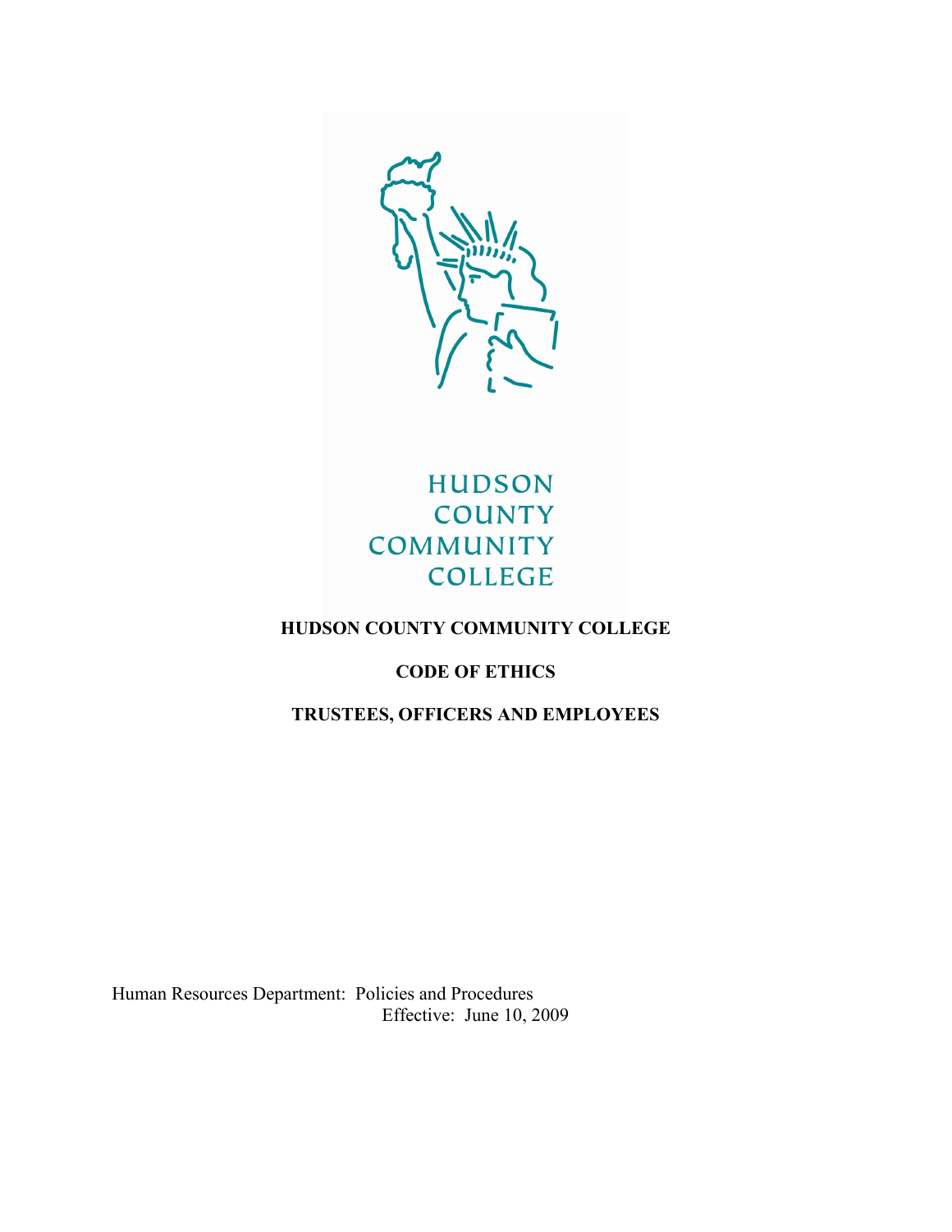HUDSON COUNTY COMMUNITY COLLEGE

# HUDSON COUNTY COMMUNITY COLLEGE

## CODE OF ETHICS

## TRUSTEES, OFFICERS AND EMPLOYEES

Human Resources Department: Policies and Procedures
Effective: June 10, 2009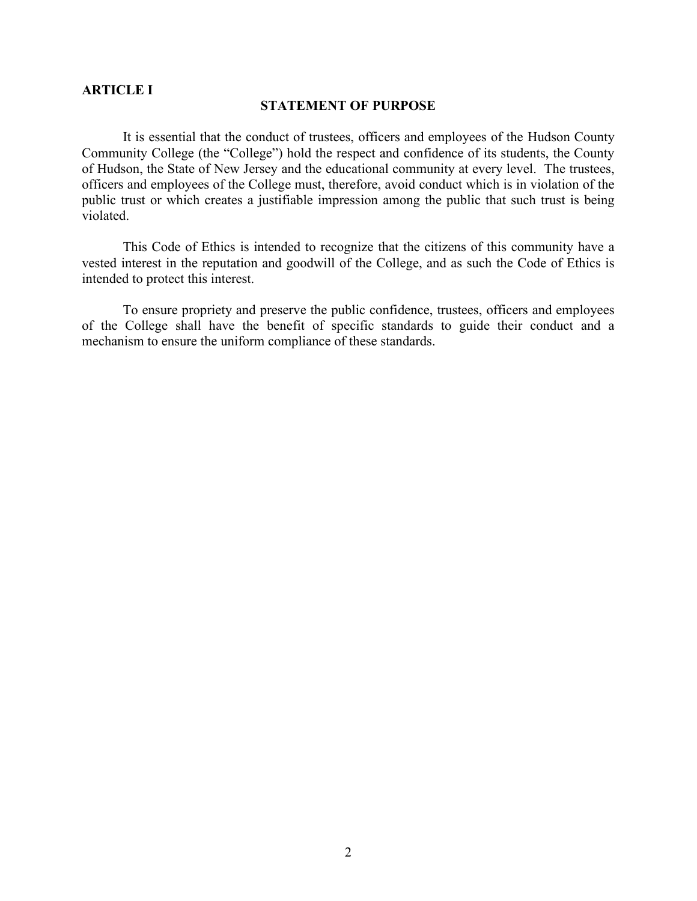## ARTICLE I

### STATEMENT OF PURPOSE

It is essential that the conduct of trustees, officers and employees of the Hudson County Community College (the "College") hold the respect and confidence of its students, the County of Hudson, the State of New Jersey and the educational community at every level. The trustees, officers and employees of the College must, therefore, avoid conduct which is in violation of the public trust or which creates a justifiable impression among the public that such trust is being violated.

This Code of Ethics is intended to recognize that the citizens of this community have a vested interest in the reputation and goodwill of the College, and as such the Code of Ethics is intended to protect this interest.

To ensure propriety and preserve the public confidence, trustees, officers and employees of the College shall have the benefit of specific standards to guide their conduct and a mechanism to ensure the uniform compliance of these standards.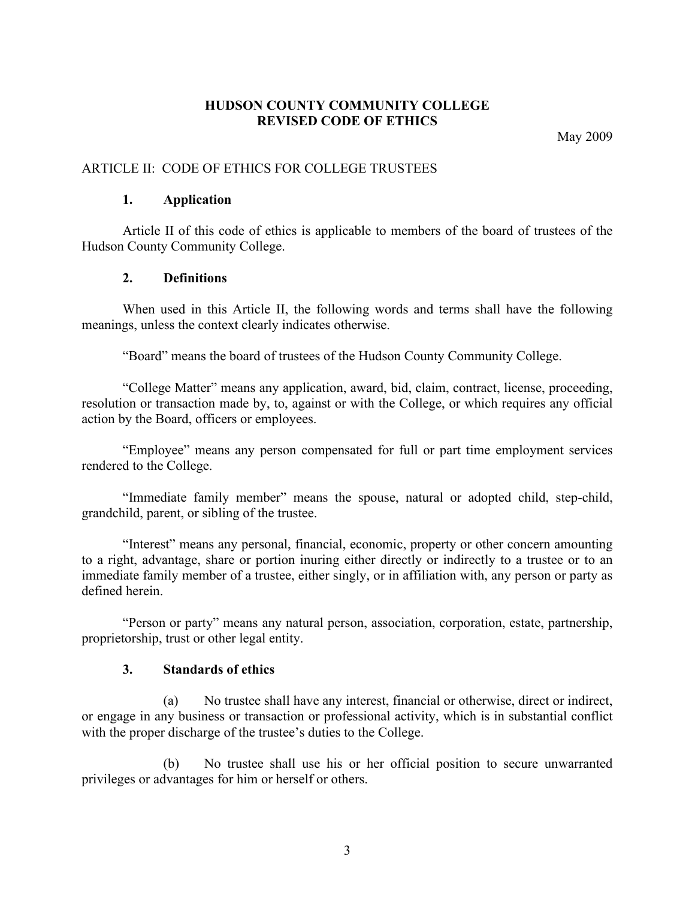# HUDSON COUNTY COMMUNITY COLLEGE
# REVISED CODE OF ETHICS

May 2009

## ARTICLE II: CODE OF ETHICS FOR COLLEGE TRUSTEES

### 1. Application

Article II of this code of ethics is applicable to members of the board of trustees of the Hudson County Community College.

### 2. Definitions

When used in this Article II, the following words and terms shall have the following meanings, unless the context clearly indicates otherwise.

"Board" means the board of trustees of the Hudson County Community College.

"College Matter" means any application, award, bid, claim, contract, license, proceeding, resolution or transaction made by, to, against or with the College, or which requires any official action by the Board, officers or employees.

"Employee" means any person compensated for full or part time employment services rendered to the College.

"Immediate family member" means the spouse, natural or adopted child, step-child, grandchild, parent, or sibling of the trustee.

"Interest" means any personal, financial, economic, property or other concern amounting to a right, advantage, share or portion inuring either directly or indirectly to a trustee or to an immediate family member of a trustee, either singly, or in affiliation with, any person or party as defined herein.

"Person or party" means any natural person, association, corporation, estate, partnership, proprietorship, trust or other legal entity.

### 3. Standards of ethics

(a) No trustee shall have any interest, financial or otherwise, direct or indirect, or engage in any business or transaction or professional activity, which is in substantial conflict with the proper discharge of the trustee's duties to the College.

(b) No trustee shall use his or her official position to secure unwarranted privileges or advantages for him or herself or others.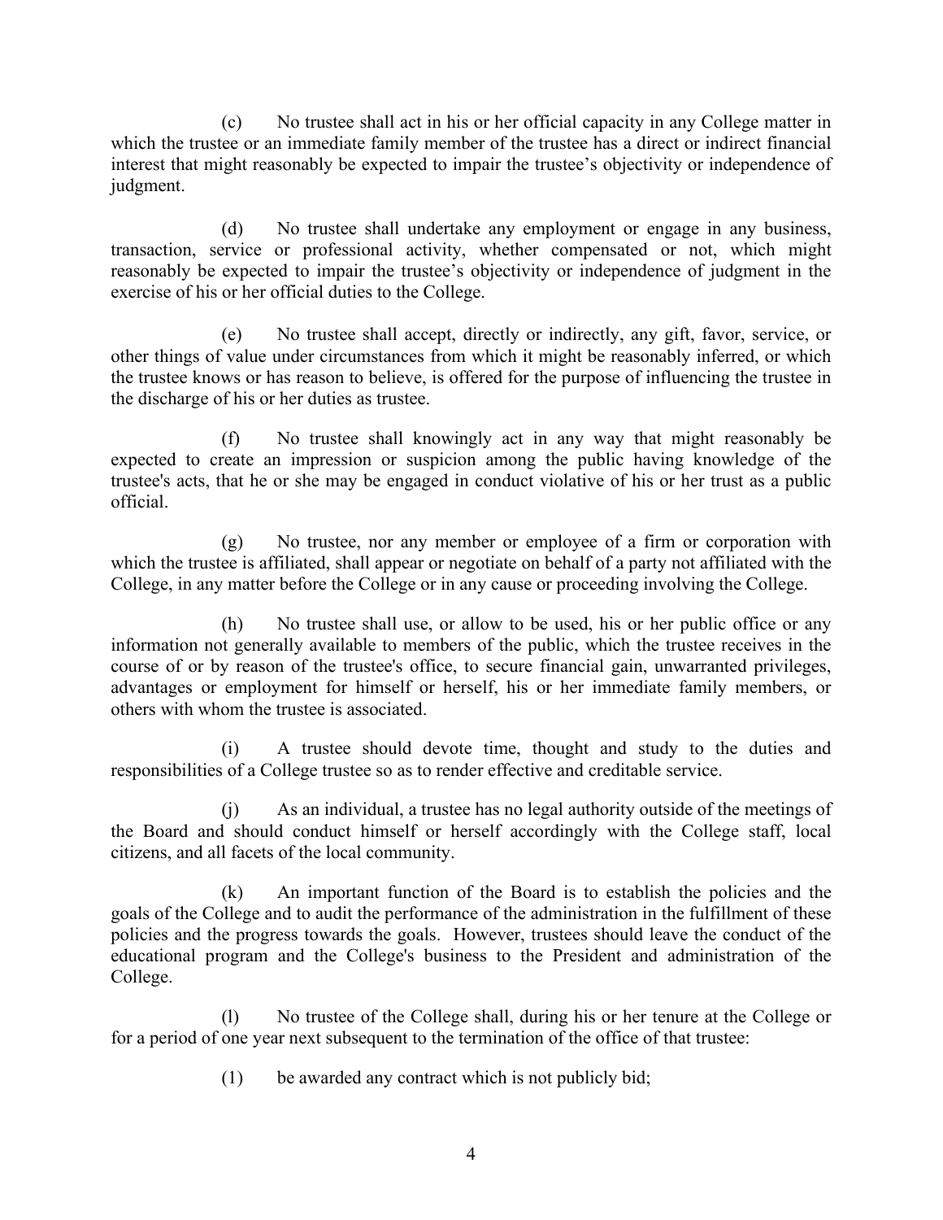(c) No trustee shall act in his or her official capacity in any College matter in which the trustee or an immediate family member of the trustee has a direct or indirect financial interest that might reasonably be expected to impair the trustee's objectivity or independence of judgment.

(d) No trustee shall undertake any employment or engage in any business, transaction, service or professional activity, whether compensated or not, which might reasonably be expected to impair the trustee's objectivity or independence of judgment in the exercise of his or her official duties to the College.

(e) No trustee shall accept, directly or indirectly, any gift, favor, service, or other things of value under circumstances from which it might be reasonably inferred, or which the trustee knows or has reason to believe, is offered for the purpose of influencing the trustee in the discharge of his or her duties as trustee.

(f) No trustee shall knowingly act in any way that might reasonably be expected to create an impression or suspicion among the public having knowledge of the trustee's acts, that he or she may be engaged in conduct violative of his or her trust as a public official.

(g) No trustee, nor any member or employee of a firm or corporation with which the trustee is affiliated, shall appear or negotiate on behalf of a party not affiliated with the College, in any matter before the College or in any cause or proceeding involving the College.

(h) No trustee shall use, or allow to be used, his or her public office or any information not generally available to members of the public, which the trustee receives in the course of or by reason of the trustee's office, to secure financial gain, unwarranted privileges, advantages or employment for himself or herself, his or her immediate family members, or others with whom the trustee is associated.

(i) A trustee should devote time, thought and study to the duties and responsibilities of a College trustee so as to render effective and creditable service.

(j) As an individual, a trustee has no legal authority outside of the meetings of the Board and should conduct himself or herself accordingly with the College staff, local citizens, and all facets of the local community.

(k) An important function of the Board is to establish the policies and the goals of the College and to audit the performance of the administration in the fulfillment of these policies and the progress towards the goals. However, trustees should leave the conduct of the educational program and the College's business to the President and administration of the College.

(l) No trustee of the College shall, during his or her tenure at the College or for a period of one year next subsequent to the termination of the office of that trustee:

(1) be awarded any contract which is not publicly bid;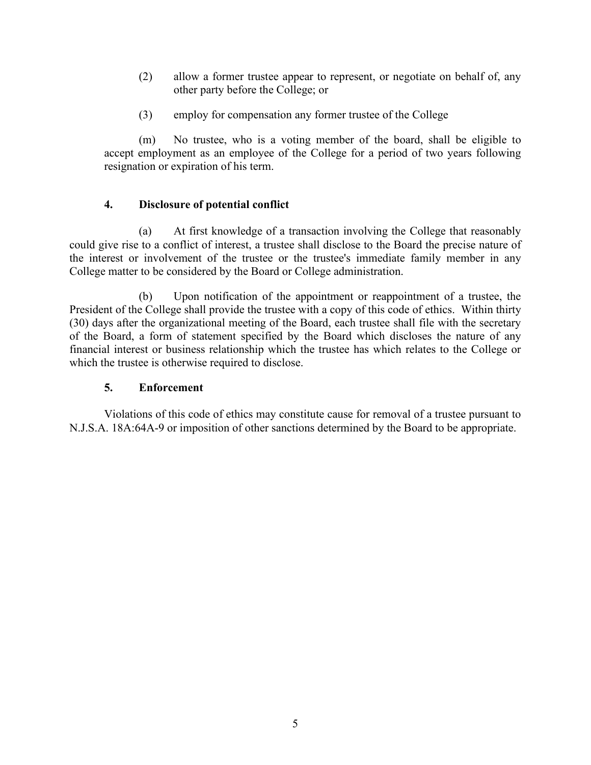(2) allow a former trustee appear to represent, or negotiate on behalf of, any other party before the College; or

(3) employ for compensation any former trustee of the College

(m) No trustee, who is a voting member of the board, shall be eligible to accept employment as an employee of the College for a period of two years following resignation or expiration of his term.

### 4. Disclosure of potential conflict

(a) At first knowledge of a transaction involving the College that reasonably could give rise to a conflict of interest, a trustee shall disclose to the Board the precise nature of the interest or involvement of the trustee or the trustee's immediate family member in any College matter to be considered by the Board or College administration.

(b) Upon notification of the appointment or reappointment of a trustee, the President of the College shall provide the trustee with a copy of this code of ethics. Within thirty (30) days after the organizational meeting of the Board, each trustee shall file with the secretary of the Board, a form of statement specified by the Board which discloses the nature of any financial interest or business relationship which the trustee has which relates to the College or which the trustee is otherwise required to disclose.

### 5. Enforcement

Violations of this code of ethics may constitute cause for removal of a trustee pursuant to N.J.S.A. 18A:64A-9 or imposition of other sanctions determined by the Board to be appropriate.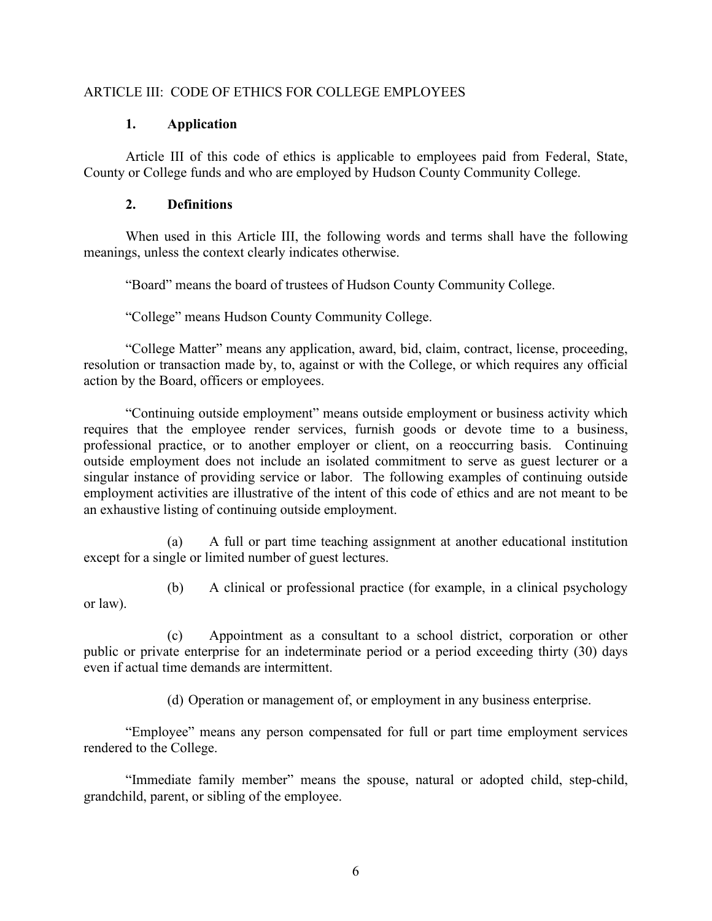## ARTICLE III: CODE OF ETHICS FOR COLLEGE EMPLOYEES

### 1. Application

Article III of this code of ethics is applicable to employees paid from Federal, State, County or College funds and who are employed by Hudson County Community College.

### 2. Definitions

When used in this Article III, the following words and terms shall have the following meanings, unless the context clearly indicates otherwise.

"Board" means the board of trustees of Hudson County Community College.

"College" means Hudson County Community College.

"College Matter" means any application, award, bid, claim, contract, license, proceeding, resolution or transaction made by, to, against or with the College, or which requires any official action by the Board, officers or employees.

"Continuing outside employment" means outside employment or business activity which requires that the employee render services, furnish goods or devote time to a business, professional practice, or to another employer or client, on a reoccurring basis. Continuing outside employment does not include an isolated commitment to serve as guest lecturer or a singular instance of providing service or labor. The following examples of continuing outside employment activities are illustrative of the intent of this code of ethics and are not meant to be an exhaustive listing of continuing outside employment.

(a) A full or part time teaching assignment at another educational institution except for a single or limited number of guest lectures.

(b) A clinical or professional practice (for example, in a clinical psychology or law).

(c) Appointment as a consultant to a school district, corporation or other public or private enterprise for an indeterminate period or a period exceeding thirty (30) days even if actual time demands are intermittent.

(d) Operation or management of, or employment in any business enterprise.

"Employee" means any person compensated for full or part time employment services rendered to the College.

"Immediate family member" means the spouse, natural or adopted child, step-child, grandchild, parent, or sibling of the employee.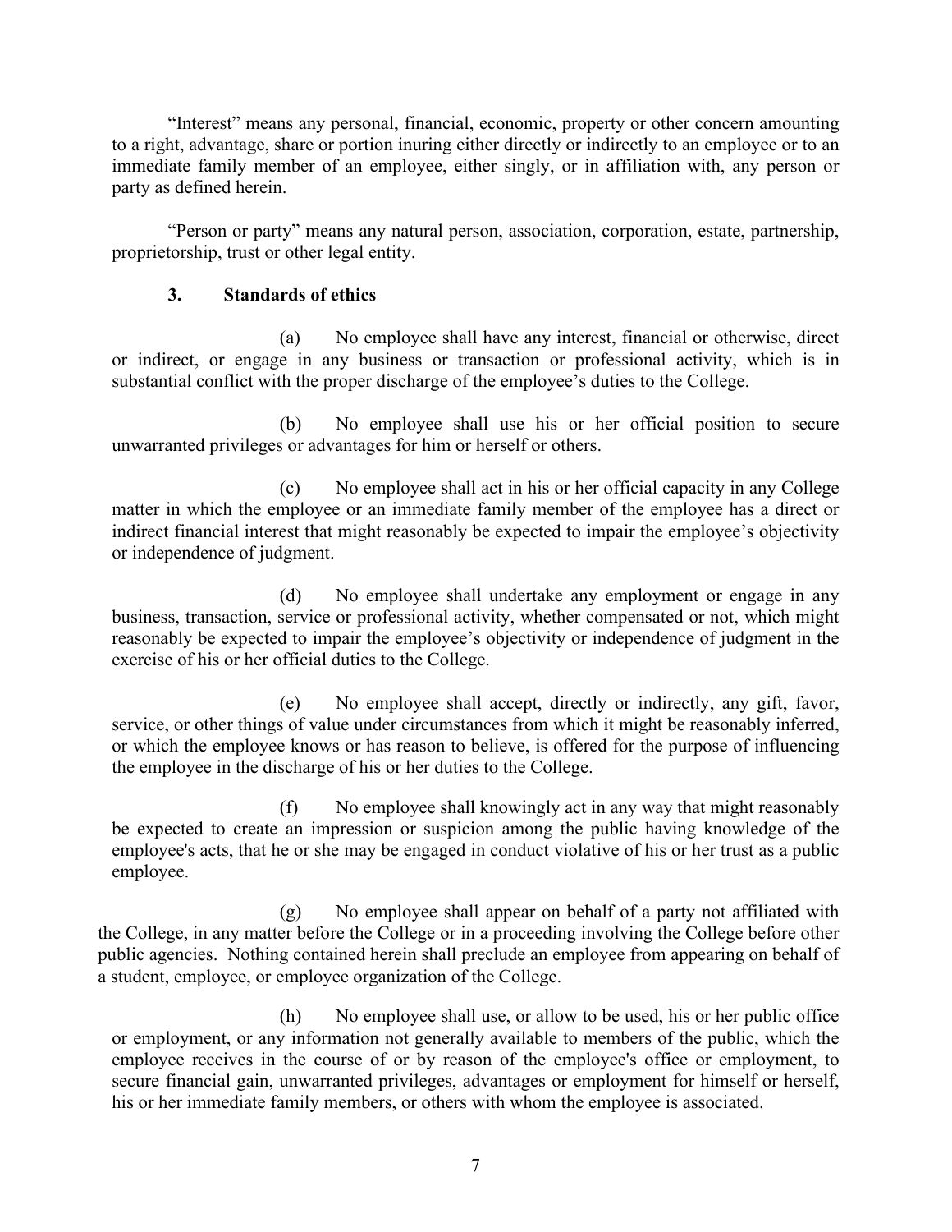"Interest" means any personal, financial, economic, property or other concern amounting to a right, advantage, share or portion inuring either directly or indirectly to an employee or to an immediate family member of an employee, either singly, or in affiliation with, any person or party as defined herein.

"Person or party" means any natural person, association, corporation, estate, partnership, proprietorship, trust or other legal entity.

### 3. Standards of ethics

(a) No employee shall have any interest, financial or otherwise, direct or indirect, or engage in any business or transaction or professional activity, which is in substantial conflict with the proper discharge of the employee's duties to the College.

(b) No employee shall use his or her official position to secure unwarranted privileges or advantages for him or herself or others.

(c) No employee shall act in his or her official capacity in any College matter in which the employee or an immediate family member of the employee has a direct or indirect financial interest that might reasonably be expected to impair the employee's objectivity or independence of judgment.

(d) No employee shall undertake any employment or engage in any business, transaction, service or professional activity, whether compensated or not, which might reasonably be expected to impair the employee's objectivity or independence of judgment in the exercise of his or her official duties to the College.

(e) No employee shall accept, directly or indirectly, any gift, favor, service, or other things of value under circumstances from which it might be reasonably inferred, or which the employee knows or has reason to believe, is offered for the purpose of influencing the employee in the discharge of his or her duties to the College.

(f) No employee shall knowingly act in any way that might reasonably be expected to create an impression or suspicion among the public having knowledge of the employee's acts, that he or she may be engaged in conduct violative of his or her trust as a public employee.

(g) No employee shall appear on behalf of a party not affiliated with the College, in any matter before the College or in a proceeding involving the College before other public agencies. Nothing contained herein shall preclude an employee from appearing on behalf of a student, employee, or employee organization of the College.

(h) No employee shall use, or allow to be used, his or her public office or employment, or any information not generally available to members of the public, which the employee receives in the course of or by reason of the employee's office or employment, to secure financial gain, unwarranted privileges, advantages or employment for himself or herself, his or her immediate family members, or others with whom the employee is associated.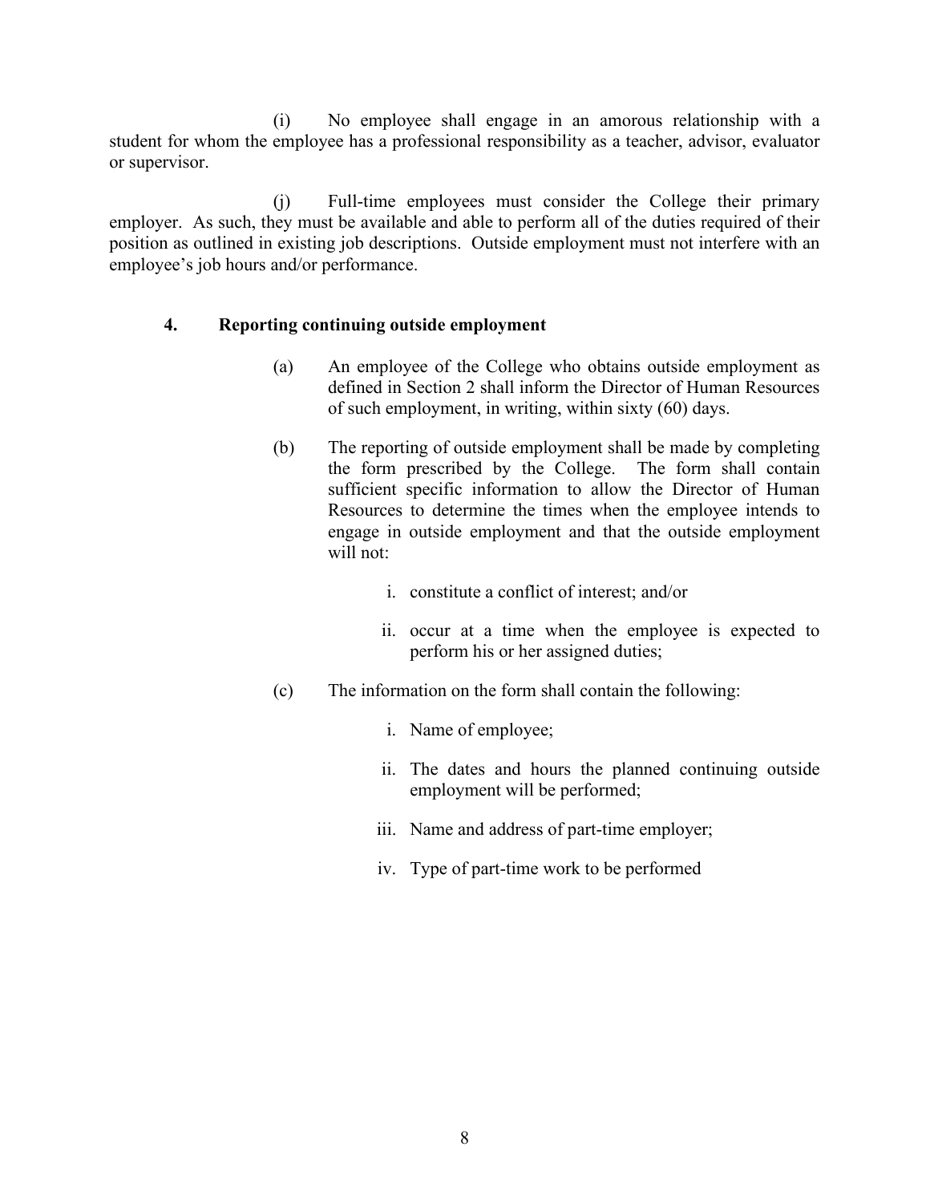(i) No employee shall engage in an amorous relationship with a student for whom the employee has a professional responsibility as a teacher, advisor, evaluator or supervisor.

(j) Full-time employees must consider the College their primary employer. As such, they must be available and able to perform all of the duties required of their position as outlined in existing job descriptions. Outside employment must not interfere with an employee's job hours and/or performance.

### 4. Reporting continuing outside employment

(a) An employee of the College who obtains outside employment as defined in Section 2 shall inform the Director of Human Resources of such employment, in writing, within sixty (60) days.

(b) The reporting of outside employment shall be made by completing the form prescribed by the College. The form shall contain sufficient specific information to allow the Director of Human Resources to determine the times when the employee intends to engage in outside employment and that the outside employment will not:

i. constitute a conflict of interest; and/or

ii. occur at a time when the employee is expected to perform his or her assigned duties;

(c) The information on the form shall contain the following:

i. Name of employee;

ii. The dates and hours the planned continuing outside employment will be performed;

iii. Name and address of part-time employer;

iv. Type of part-time work to be performed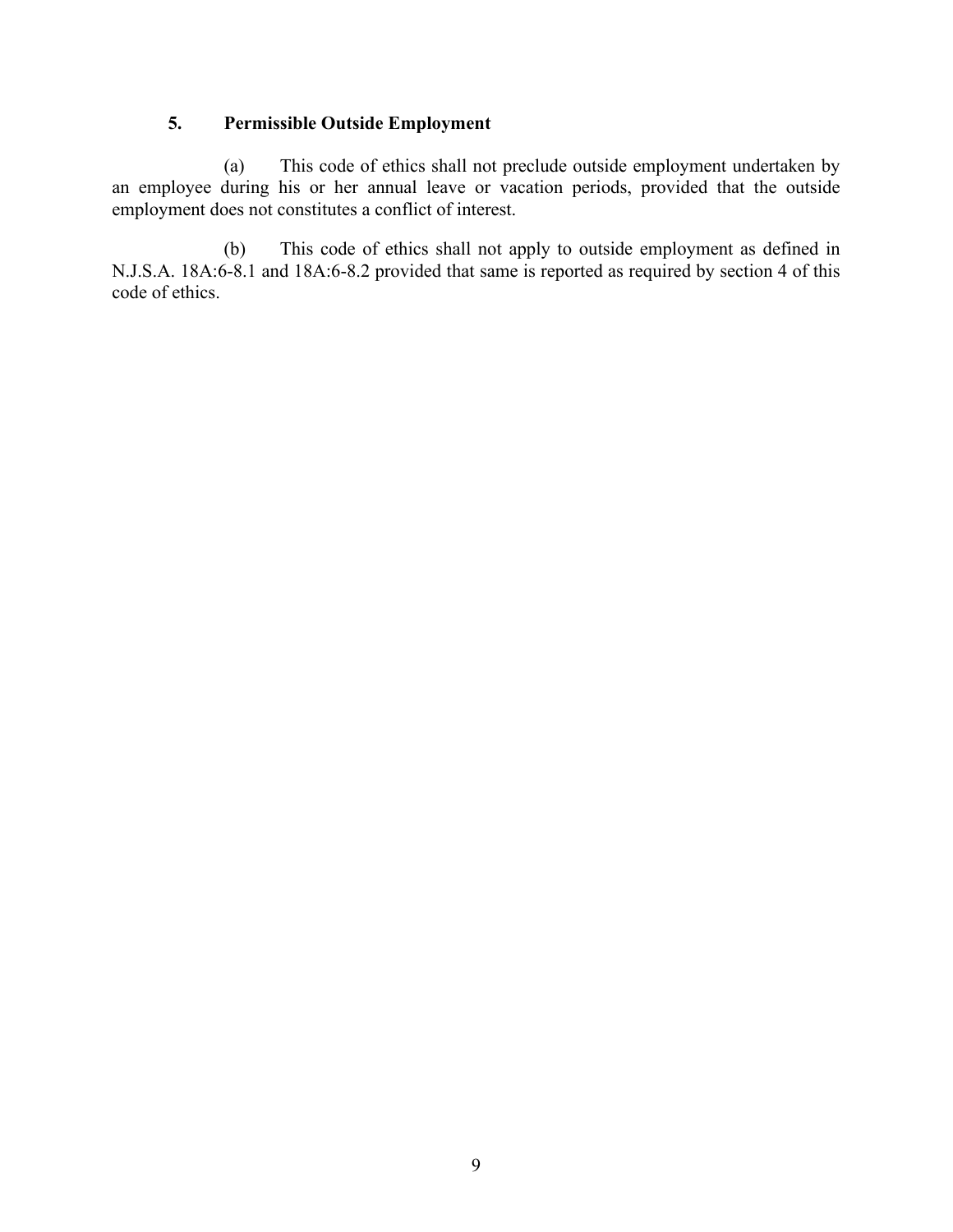## 5. Permissible Outside Employment

(a) This code of ethics shall not preclude outside employment undertaken by an employee during his or her annual leave or vacation periods, provided that the outside employment does not constitutes a conflict of interest.

(b) This code of ethics shall not apply to outside employment as defined in N.J.S.A. 18A:6-8.1 and 18A:6-8.2 provided that same is reported as required by section 4 of this code of ethics.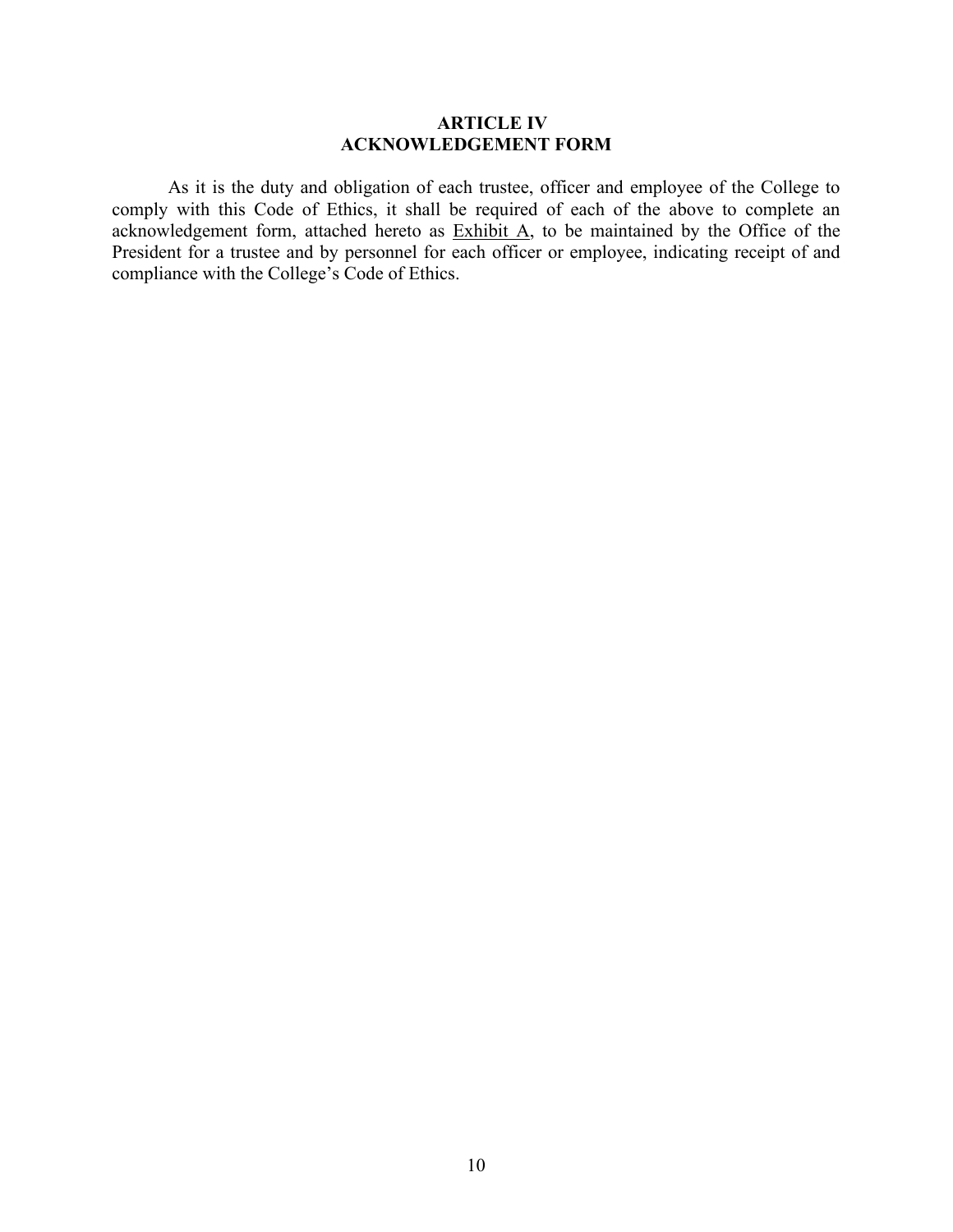## ARTICLE IV
## ACKNOWLEDGEMENT FORM

As it is the duty and obligation of each trustee, officer and employee of the College to comply with this Code of Ethics, it shall be required of each of the above to complete an acknowledgement form, attached hereto as Exhibit A, to be maintained by the Office of the President for a trustee and by personnel for each officer or employee, indicating receipt of and compliance with the College's Code of Ethics.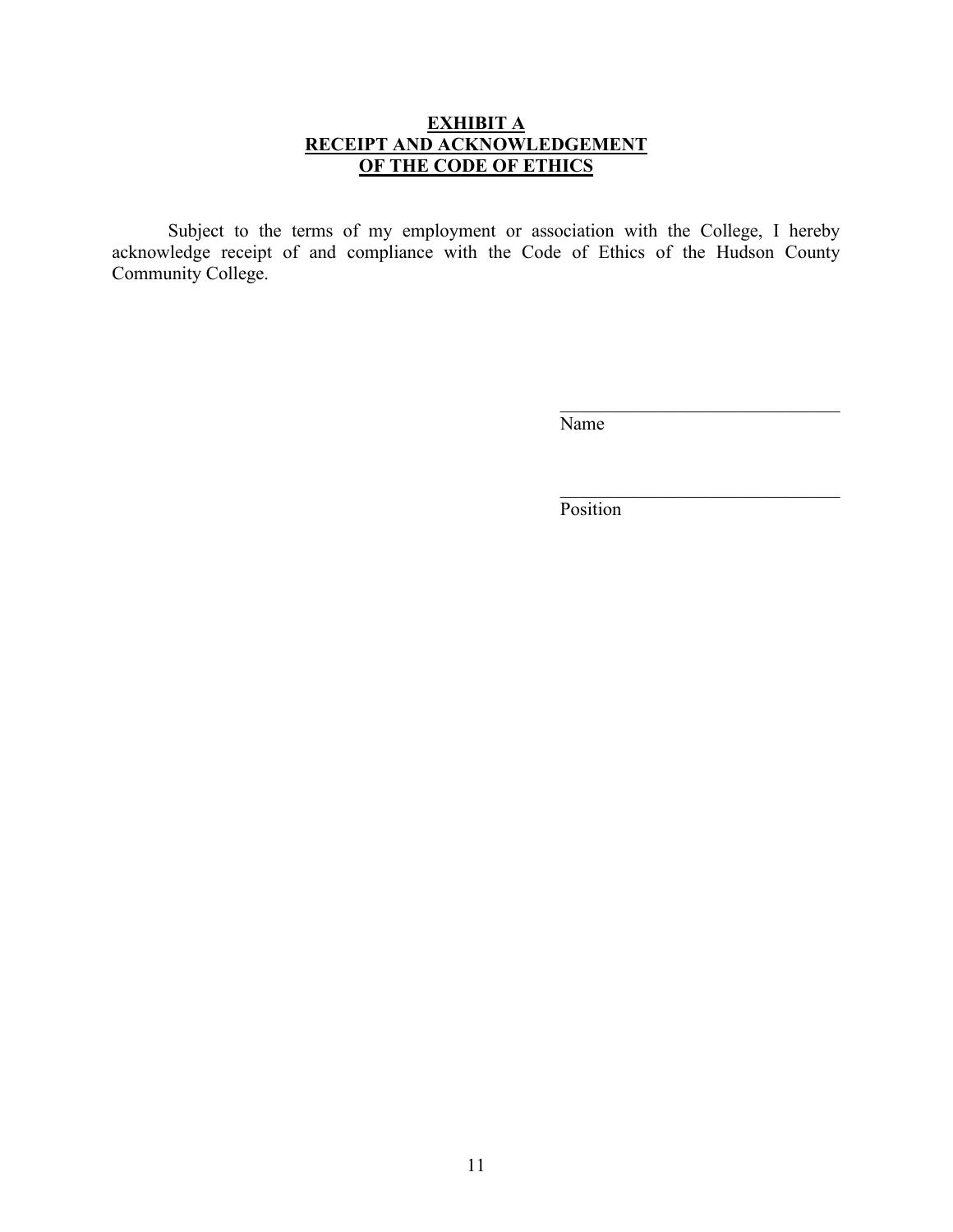## EXHIBIT A
## RECEIPT AND ACKNOWLEDGEMENT
## OF THE CODE OF ETHICS

Subject to the terms of my employment or association with the College, I hereby acknowledge receipt of and compliance with the Code of Ethics of the Hudson County Community College.

\_\_\_\_\_\_\_\_\_\_\_\_\_\_\_\_\_\_\_\_\_\_\_\_\_\_\_\_\_\_\_\_
Name

\_\_\_\_\_\_\_\_\_\_\_\_\_\_\_\_\_\_\_\_\_\_\_\_\_\_\_\_\_\_\_\_
Position